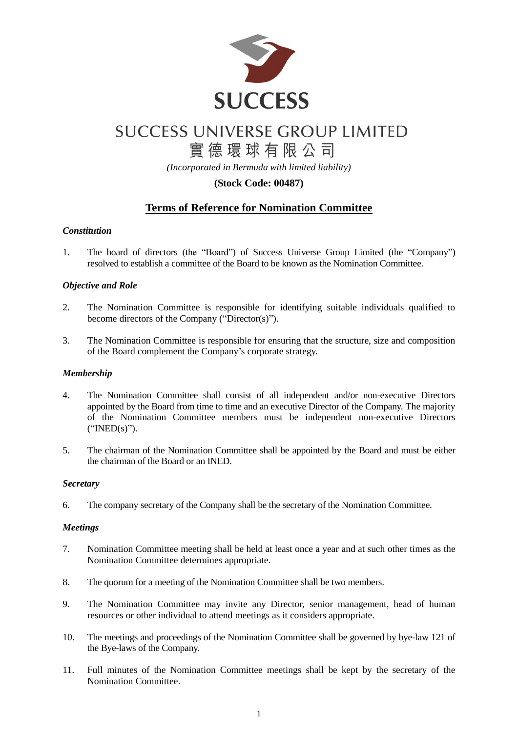SUCCESS

# SUCCESS UNIVERSE GROUP LIMITED

實德環球有限公司

*(Incorporated in Bermuda with limited liability)*

**(Stock Code: 00487)**

## Terms of Reference for Nomination Committee

***Constitution***

1. The board of directors (the "Board") of Success Universe Group Limited (the "Company") resolved to establish a committee of the Board to be known as the Nomination Committee.

***Objective and Role***

2. The Nomination Committee is responsible for identifying suitable individuals qualified to become directors of the Company ("Director(s)").

3. The Nomination Committee is responsible for ensuring that the structure, size and composition of the Board complement the Company's corporate strategy.

***Membership***

4. The Nomination Committee shall consist of all independent and/or non-executive Directors appointed by the Board from time to time and an executive Director of the Company. The majority of the Nomination Committee members must be independent non-executive Directors ("INED(s)").

5. The chairman of the Nomination Committee shall be appointed by the Board and must be either the chairman of the Board or an INED.

***Secretary***

6. The company secretary of the Company shall be the secretary of the Nomination Committee.

***Meetings***

7. Nomination Committee meeting shall be held at least once a year and at such other times as the Nomination Committee determines appropriate.

8. The quorum for a meeting of the Nomination Committee shall be two members.

9. The Nomination Committee may invite any Director, senior management, head of human resources or other individual to attend meetings as it considers appropriate.

10. The meetings and proceedings of the Nomination Committee shall be governed by bye-law 121 of the Bye-laws of the Company.

11. Full minutes of the Nomination Committee meetings shall be kept by the secretary of the Nomination Committee.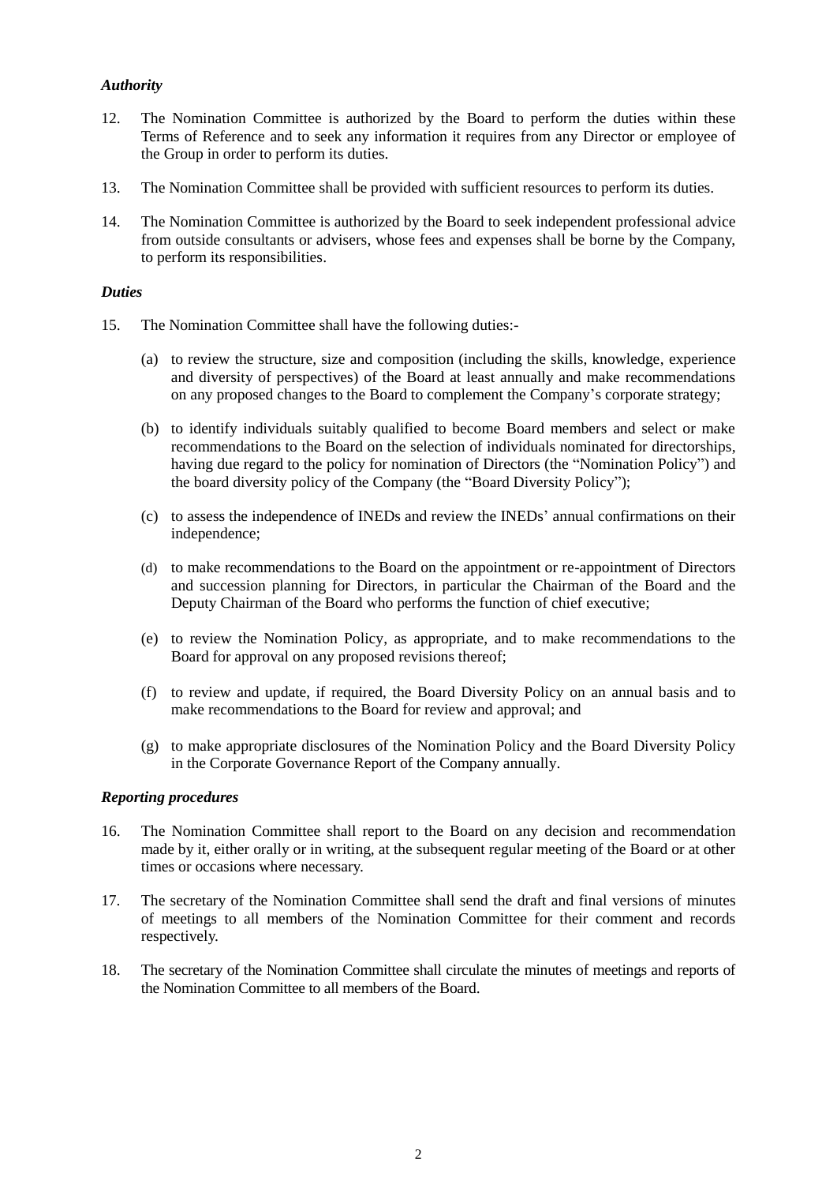### *Authority*

12. The Nomination Committee is authorized by the Board to perform the duties within these Terms of Reference and to seek any information it requires from any Director or employee of the Group in order to perform its duties.

13. The Nomination Committee shall be provided with sufficient resources to perform its duties.

14. The Nomination Committee is authorized by the Board to seek independent professional advice from outside consultants or advisers, whose fees and expenses shall be borne by the Company, to perform its responsibilities.

### *Duties*

15. The Nomination Committee shall have the following duties:-

    (a) to review the structure, size and composition (including the skills, knowledge, experience and diversity of perspectives) of the Board at least annually and make recommendations on any proposed changes to the Board to complement the Company's corporate strategy;

    (b) to identify individuals suitably qualified to become Board members and select or make recommendations to the Board on the selection of individuals nominated for directorships, having due regard to the policy for nomination of Directors (the "Nomination Policy") and the board diversity policy of the Company (the "Board Diversity Policy");

    (c) to assess the independence of INEDs and review the INEDs' annual confirmations on their independence;

    (d) to make recommendations to the Board on the appointment or re-appointment of Directors and succession planning for Directors, in particular the Chairman of the Board and the Deputy Chairman of the Board who performs the function of chief executive;

    (e) to review the Nomination Policy, as appropriate, and to make recommendations to the Board for approval on any proposed revisions thereof;

    (f) to review and update, if required, the Board Diversity Policy on an annual basis and to make recommendations to the Board for review and approval; and

    (g) to make appropriate disclosures of the Nomination Policy and the Board Diversity Policy in the Corporate Governance Report of the Company annually.

### *Reporting procedures*

16. The Nomination Committee shall report to the Board on any decision and recommendation made by it, either orally or in writing, at the subsequent regular meeting of the Board or at other times or occasions where necessary.

17. The secretary of the Nomination Committee shall send the draft and final versions of minutes of meetings to all members of the Nomination Committee for their comment and records respectively.

18. The secretary of the Nomination Committee shall circulate the minutes of meetings and reports of the Nomination Committee to all members of the Board.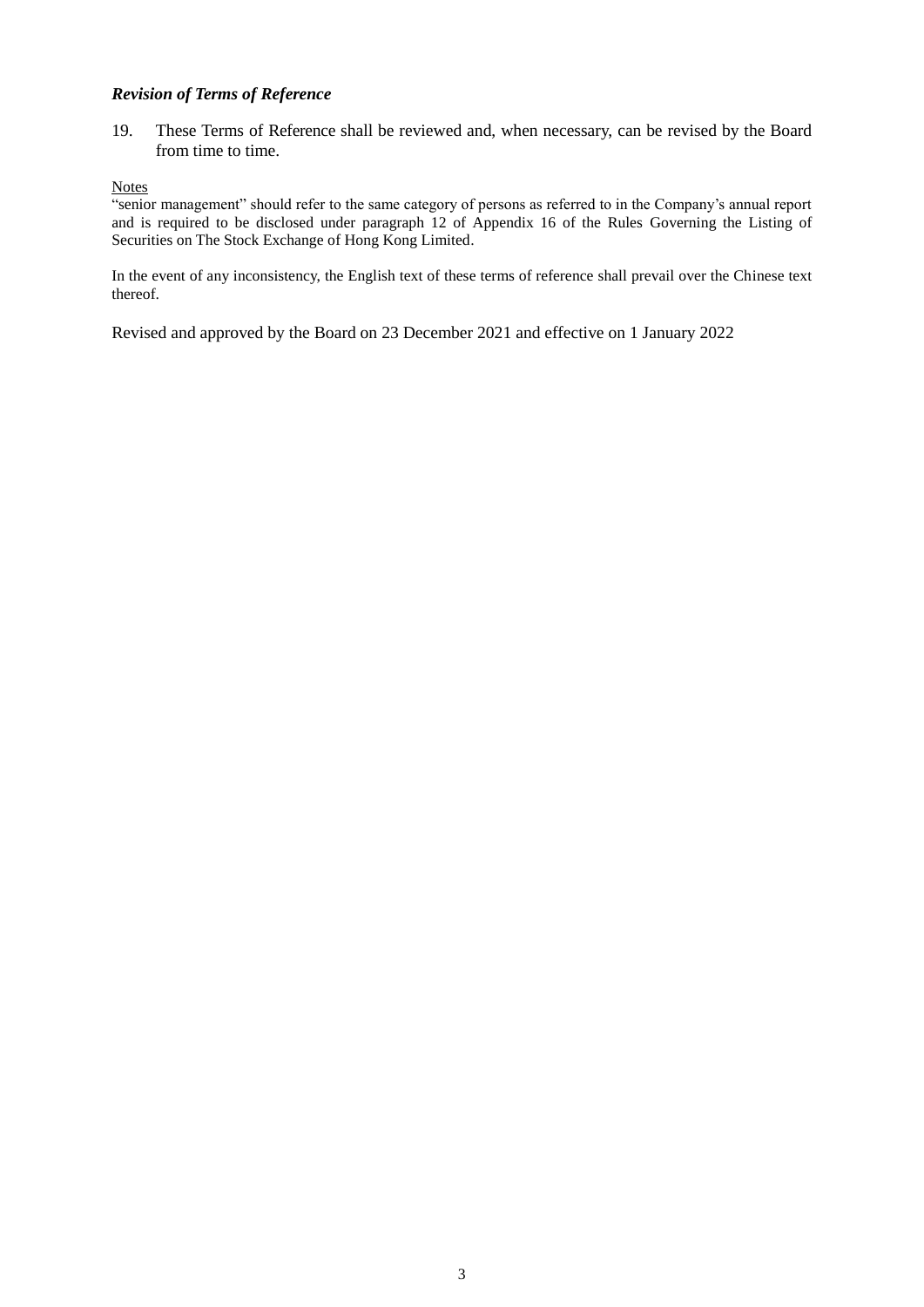### *Revision of Terms of Reference*

19. These Terms of Reference shall be reviewed and, when necessary, can be revised by the Board from time to time.

Notes

"senior management" should refer to the same category of persons as referred to in the Company's annual report and is required to be disclosed under paragraph 12 of Appendix 16 of the Rules Governing the Listing of Securities on The Stock Exchange of Hong Kong Limited.

In the event of any inconsistency, the English text of these terms of reference shall prevail over the Chinese text thereof.

Revised and approved by the Board on 23 December 2021 and effective on 1 January 2022